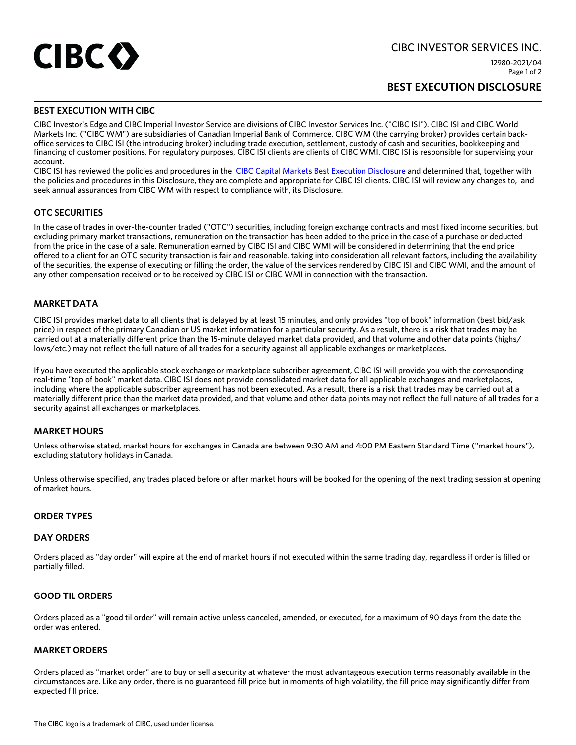# CIBC INVESTOR SERVICES INC.

12980-2021/04

# BEST EXECUTION DISCLOSURE

## BEST EXECUTION WITH CIBC

CIBC Investor's Edge and CIBC Imperial Investor Service are divisions of CIBC Investor Services Inc. ("CIBC ISI"). CIBC ISI and CIBC World Markets Inc. ("CIBC WM") are subsidiaries of Canadian Imperial Bank of Commerce. CIBC WM (the carrying broker) provides certain back-office services to CIBC ISI (the introducing broker) including trade execution, settlement, custody of cash and securities, bookkeeping and financing of customer positions. For regulatory purposes, CIBC ISI clients are clients of CIBC WMI. CIBC ISI is responsible for supervising your account.

CIBC ISI has reviewed the policies and procedures in the CIBC Capital Markets Best Execution Disclosure and determined that, together with the policies and procedures in this Disclosure, they are complete and appropriate for CIBC ISI clients. CIBC ISI will review any changes to, and seek annual assurances from CIBC WM with respect to compliance with, its Disclosure.

## OTC SECURITIES

In the case of trades in over-the-counter traded ("OTC") securities, including foreign exchange contracts and most fixed income securities, but excluding primary market transactions, remuneration on the transaction has been added to the price in the case of a purchase or deducted from the price in the case of a sale. Remuneration earned by CIBC ISI and CIBC WMI will be considered in determining that the end price offered to a client for an OTC security transaction is fair and reasonable, taking into consideration all relevant factors, including the availability of the securities, the expense of executing or filling the order, the value of the services rendered by CIBC ISI and CIBC WMI, and the amount of any other compensation received or to be received by CIBC ISI or CIBC WMI in connection with the transaction.

## MARKET DATA

CIBC ISI provides market data to all clients that is delayed by at least 15 minutes, and only provides "top of book" information (best bid/ask price) in respect of the primary Canadian or US market information for a particular security. As a result, there is a risk that trades may be carried out at a materially different price than the 15-minute delayed market data provided, and that volume and other data points (highs/lows/etc.) may not reflect the full nature of all trades for a security against all applicable exchanges or marketplaces.

If you have executed the applicable stock exchange or marketplace subscriber agreement, CIBC ISI will provide you with the corresponding real-time "top of book" market data. CIBC ISI does not provide consolidated market data for all applicable exchanges and marketplaces, including where the applicable subscriber agreement has not been executed. As a result, there is a risk that trades may be carried out at a materially different price than the market data provided, and that volume and other data points may not reflect the full nature of all trades for a security against all exchanges or marketplaces.

## MARKET HOURS

Unless otherwise stated, market hours for exchanges in Canada are between 9:30 AM and 4:00 PM Eastern Standard Time ("market hours"), excluding statutory holidays in Canada.

Unless otherwise specified, any trades placed before or after market hours will be booked for the opening of the next trading session at opening of market hours.

## ORDER TYPES

### DAY ORDERS

Orders placed as "day order" will expire at the end of market hours if not executed within the same trading day, regardless if order is filled or partially filled.

### GOOD TIL ORDERS

Orders placed as a "good til order" will remain active unless canceled, amended, or executed, for a maximum of 90 days from the date the order was entered.

### MARKET ORDERS

Orders placed as "market order" are to buy or sell a security at whatever the most advantageous execution terms reasonably available in the circumstances are. Like any order, there is no guaranteed fill price but in moments of high volatility, the fill price may significantly differ from expected fill price.

The CIBC logo is a trademark of CIBC, used under license.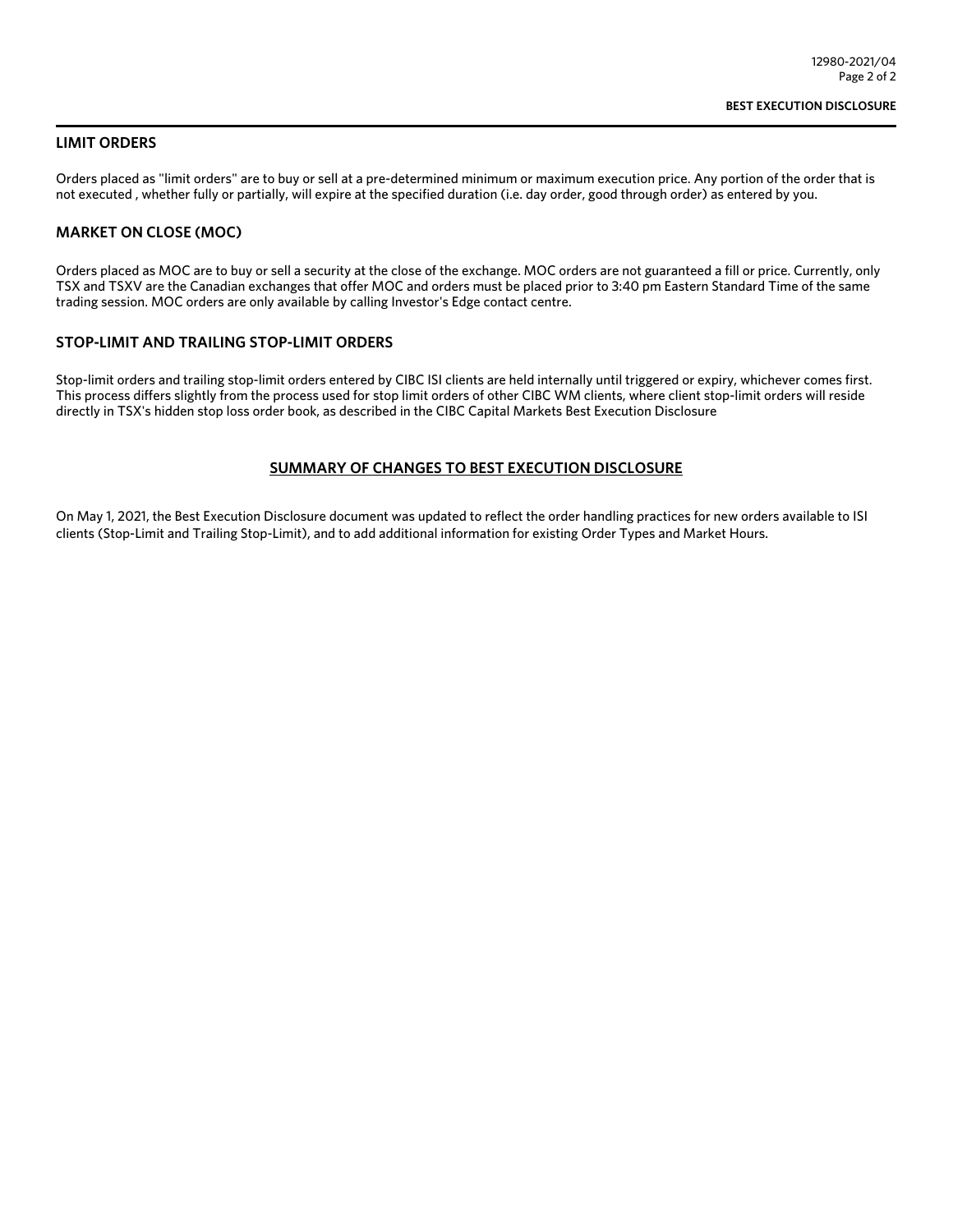## LIMIT ORDERS

Orders placed as "limit orders" are to buy or sell at a pre-determined minimum or maximum execution price. Any portion of the order that is not executed , whether fully or partially, will expire at the specified duration (i.e. day order, good through order) as entered by you.

## MARKET ON CLOSE (MOC)

Orders placed as MOC are to buy or sell a security at the close of the exchange. MOC orders are not guaranteed a fill or price. Currently, only TSX and TSXV are the Canadian exchanges that offer MOC and orders must be placed prior to 3:40 pm Eastern Standard Time of the same trading session. MOC orders are only available by calling Investor's Edge contact centre.

## STOP-LIMIT AND TRAILING STOP-LIMIT ORDERS

Stop-limit orders and trailing stop-limit orders entered by CIBC ISI clients are held internally until triggered or expiry, whichever comes first. This process differs slightly from the process used for stop limit orders of other CIBC WM clients, where client stop-limit orders will reside directly in TSX's hidden stop loss order book, as described in the CIBC Capital Markets Best Execution Disclosure

## SUMMARY OF CHANGES TO BEST EXECUTION DISCLOSURE

On May 1, 2021, the Best Execution Disclosure document was updated to reflect the order handling practices for new orders available to ISI clients (Stop-Limit and Trailing Stop-Limit), and to add additional information for existing Order Types and Market Hours.